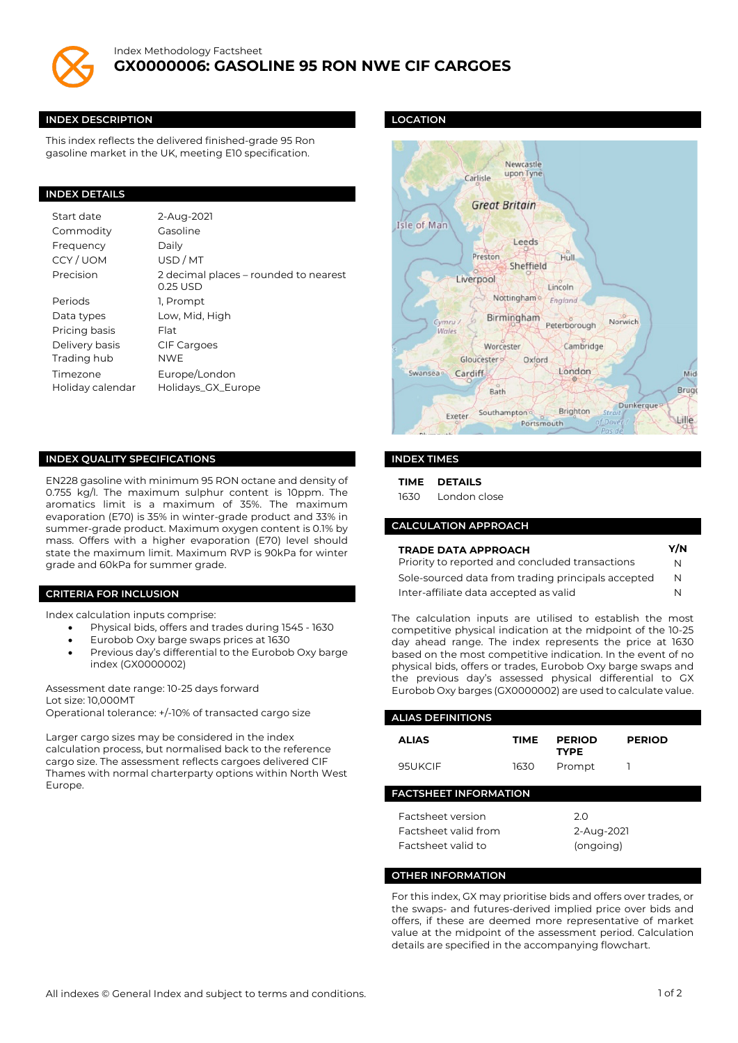Index Methodology Factsheet

# GX0000006: GASOLINE 95 RON NWE CIF CARGOES

## INDEX DESCRIPTION

This index reflects the delivered finished-grade 95 Ron gasoline market in the UK, meeting E10 specification.

## INDEX DETAILS

| | |
|---|---|
| Start date | 2-Aug-2021 |
| Commodity | Gasoline |
| Frequency | Daily |
| CCY / UOM | USD / MT |
| Precision | 2 decimal places – rounded to nearest 0.25 USD |
| Periods | 1, Prompt |
| Data types | Low, Mid, High |
| Pricing basis | Flat |
| Delivery basis | CIF Cargoes |
| Trading hub | NWE |
| Timezone | Europe/London |
| Holiday calendar | Holidays_GX_Europe |

## INDEX QUALITY SPECIFICATIONS

EN228 gasoline with minimum 95 RON octane and density of 0.755 kg/l. The maximum sulphur content is 10ppm. The aromatics limit is a maximum of 35%. The maximum evaporation (E70) is 35% in winter-grade product and 33% in summer-grade product. Maximum oxygen content is 0.1% by mass. Offers with a higher evaporation (E70) level should state the maximum limit. Maximum RVP is 90kPa for winter grade and 60kPa for summer grade.

## CRITERIA FOR INCLUSION

Index calculation inputs comprise:

- Physical bids, offers and trades during 1545 - 1630
- Eurobob Oxy barge swaps prices at 1630
- Previous day's differential to the Eurobob Oxy barge index (GX0000002)

Assessment date range: 10-25 days forward
Lot size: 10,000MT
Operational tolerance: +/-10% of transacted cargo size

Larger cargo sizes may be considered in the index calculation process, but normalised back to the reference cargo size. The assessment reflects cargoes delivered CIF Thames with normal charterparty options within North West Europe.

## LOCATION

## INDEX TIMES

| TIME | DETAILS |
|---|---|
| 1630 | London close |

## CALCULATION APPROACH

| TRADE DATA APPROACH | Y/N |
|---|---|
| Priority to reported and concluded transactions | N |
| Sole-sourced data from trading principals accepted | N |
| Inter-affiliate data accepted as valid | N |

The calculation inputs are utilised to establish the most competitive physical indication at the midpoint of the 10-25 day ahead range. The index represents the price at 1630 based on the most competitive indication. In the event of no physical bids, offers or trades, Eurobob Oxy barge swaps and the previous day's assessed physical differential to GX Eurobob Oxy barges (GX0000002) are used to calculate value.

## ALIAS DEFINITIONS

| ALIAS | TIME | PERIOD TYPE | PERIOD |
|---|---|---|---|
| 95UKCIF | 1630 | Prompt | 1 |

## FACTSHEET INFORMATION

| | |
|---|---|
| Factsheet version | 2.0 |
| Factsheet valid from | 2-Aug-2021 |
| Factsheet valid to | (ongoing) |

## OTHER INFORMATION

For this index, GX may prioritise bids and offers over trades, or the swaps- and futures-derived implied price over bids and offers, if these are deemed more representative of market value at the midpoint of the assessment period. Calculation details are specified in the accompanying flowchart.

All indexes © General Index and subject to terms and conditions.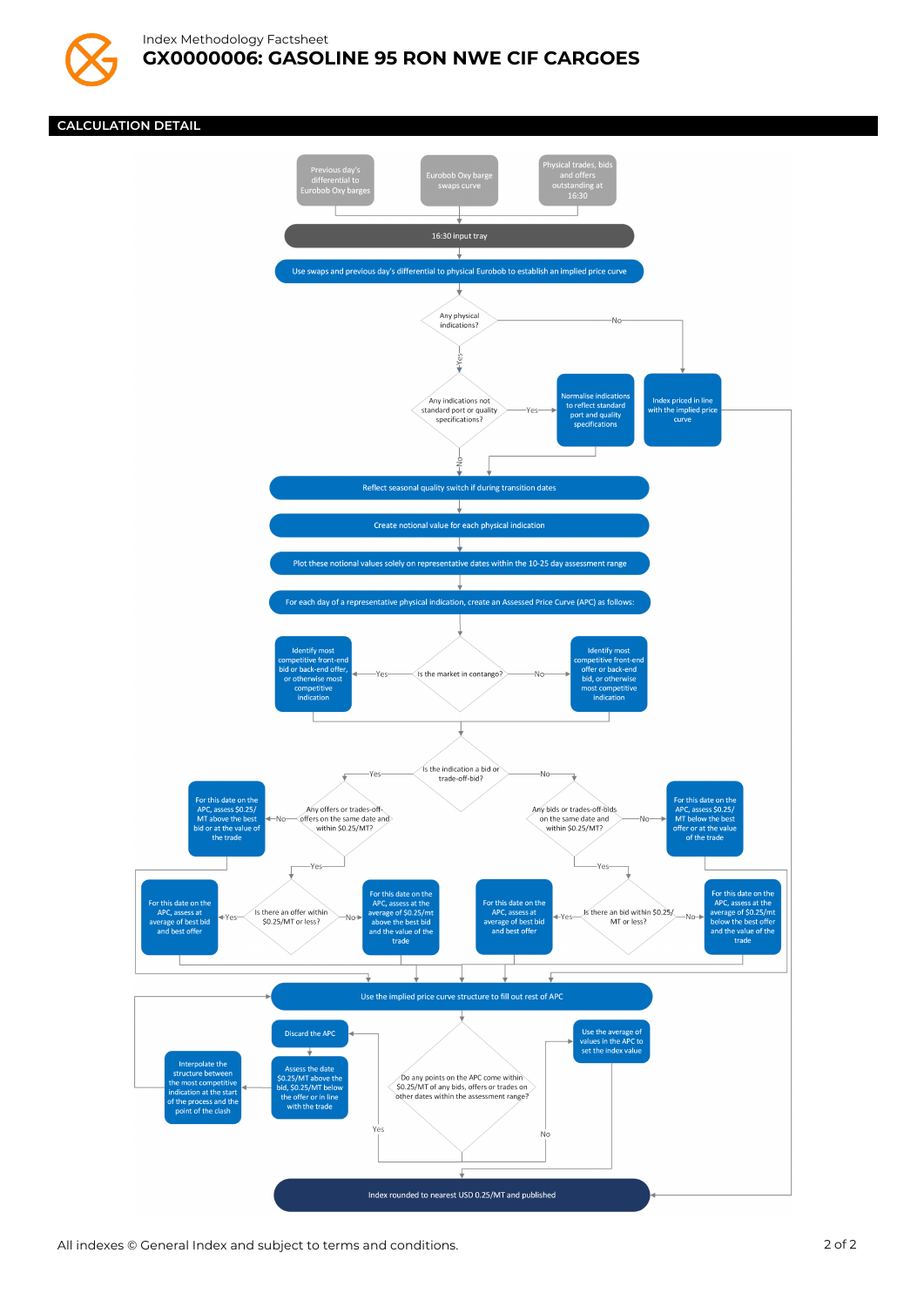Index Methodology Factsheet

# GX0000006: GASOLINE 95 RON NWE CIF CARGOES

## CALCULATION DETAIL

Previous day's differential to Eurobob Oxy barges

Eurobob Oxy barge swaps curve

Physical trades, bids and offers outstanding at 16:30

16:30 input tray

Use swaps and previous day's differential to physical Eurobob to establish an implied price curve

Any physical indications?

No

Index priced in line with the implied price curve

Yes

Any indications not standard port or quality specifications?

Yes

Normalise indications to reflect standard port and quality specifications

No

Reflect seasonal quality switch if during transition dates

Create notional value for each physical indication

Plot these notional values solely on representative dates within the 10-25 day assessment range

For each day of a representative physical indication, create an Assessed Price Curve (APC) as follows:

Is the market in contango?

Yes

Identify most competitive front-end bid or back-end offer, or otherwise most competitive indication

No

Identify most competitive front-end offer or back-end bid, or otherwise most competitive indication

Is the indication a bid or trade-off-bid?

Yes

Any offers or trades-off-offers on the same date and within $0.25/MT?

No

For this date on the APC, assess $0.25/MT above the best bid or at the value of the trade

Yes

Is there an offer within $0.25/MT or less?

Yes

For this date on the APC, assess at average of best bid and best offer

No

For this date on the APC, assess at the average of $0.25/mt above the best bid and the value of the trade

No

Any bids or trades-off-bids on the same date and within $0.25/MT?

No

For this date on the APC, assess $0.25/MT below the best offer or at the value of the trade

Yes

Is there an bid within $0.25/MT or less?

Yes

For this date on the APC, assess at average of best bid and best offer

No

For this date on the APC, assess at the average of $0.25/mt below the best offer and the value of the trade

Use the implied price curve structure to fill out rest of APC

Do any points on the APC come within $0.25/MT of any bids, offers or trades on other dates within the assessment range?

Yes

Discard the APC

Assess the date $0.25/MT above the best bid, $0.25/MT below the offer or in line with the trade

Interpolate the structure between the most competitive indication at the start of the process and the point of the clash

No

Use the average of values in the APC to set the index value

Index rounded to nearest USD 0.25/MT and published

All indexes © General Index and subject to terms and conditions.